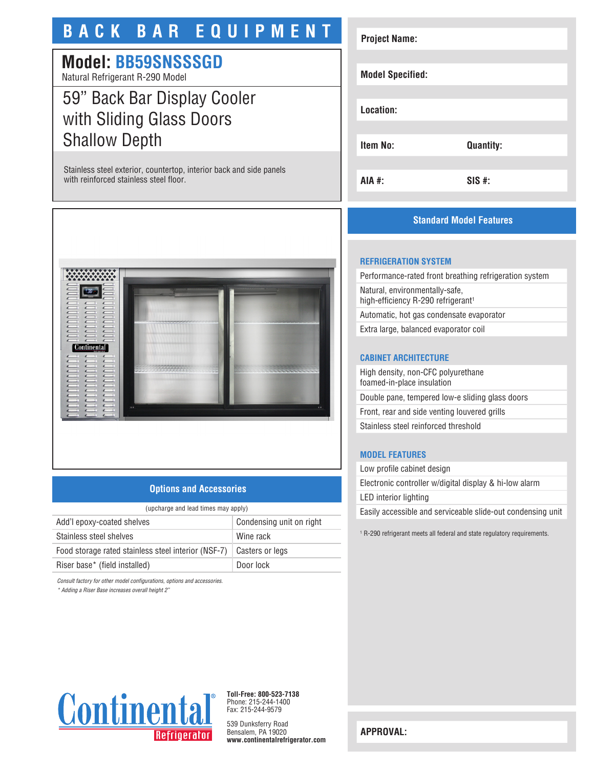# BACK BAR EQUIPMENT

## Model: BB59SNSSSGD

Natural Refrigerant R-290 Model

## 59" Back Bar Display Cooler with Sliding Glass Doors Shallow Depth

Stainless steel exterior, countertop, interior back and side panels with reinforced stainless steel floor.

| | |
|---|---|
| **Project Name:** | |
| **Model Specified:** | |
| **Location:** | |
| **Item No:** | **Quantity:** |
| **AIA #:** | **SIS #:** |

## Standard Model Features

### REFRIGERATION SYSTEM

- Performance-rated front breathing refrigeration system
- Natural, environmentally-safe, high-efficiency R-290 refrigerant[1]
- Automatic, hot gas condensate evaporator
- Extra large, balanced evaporator coil

### CABINET ARCHITECTURE

- High density, non-CFC polyurethane foamed-in-place insulation
- Double pane, tempered low-e sliding glass doors
- Front, rear and side venting louvered grills
- Stainless steel reinforced threshold

### MODEL FEATURES

- Low profile cabinet design
- Electronic controller w/digital display & hi-low alarm
- LED interior lighting
- Easily accessible and serviceable slide-out condensing unit

[1] R-290 refrigerant meets all federal and state regulatory requirements.

## Options and Accessories

(upcharge and lead times may apply)

| | |
|---|---|
| Add'l epoxy-coated shelves | Condensing unit on right |
| Stainless steel shelves | Wine rack |
| Food storage rated stainless steel interior (NSF-7) | Casters or legs |
| Riser base* (field installed) | Door lock |

*Consult factory for other model configurations, options and accessories.*

*\* Adding a Riser Base increases overall height 2"*

Continental Refrigerator

**Toll-Free: 800-523-7138**
Phone: 215-244-1400
Fax: 215-244-9579

539 Dunksferry Road
Bensalem, PA 19020
**www.continentalrefrigerator.com**

**APPROVAL:**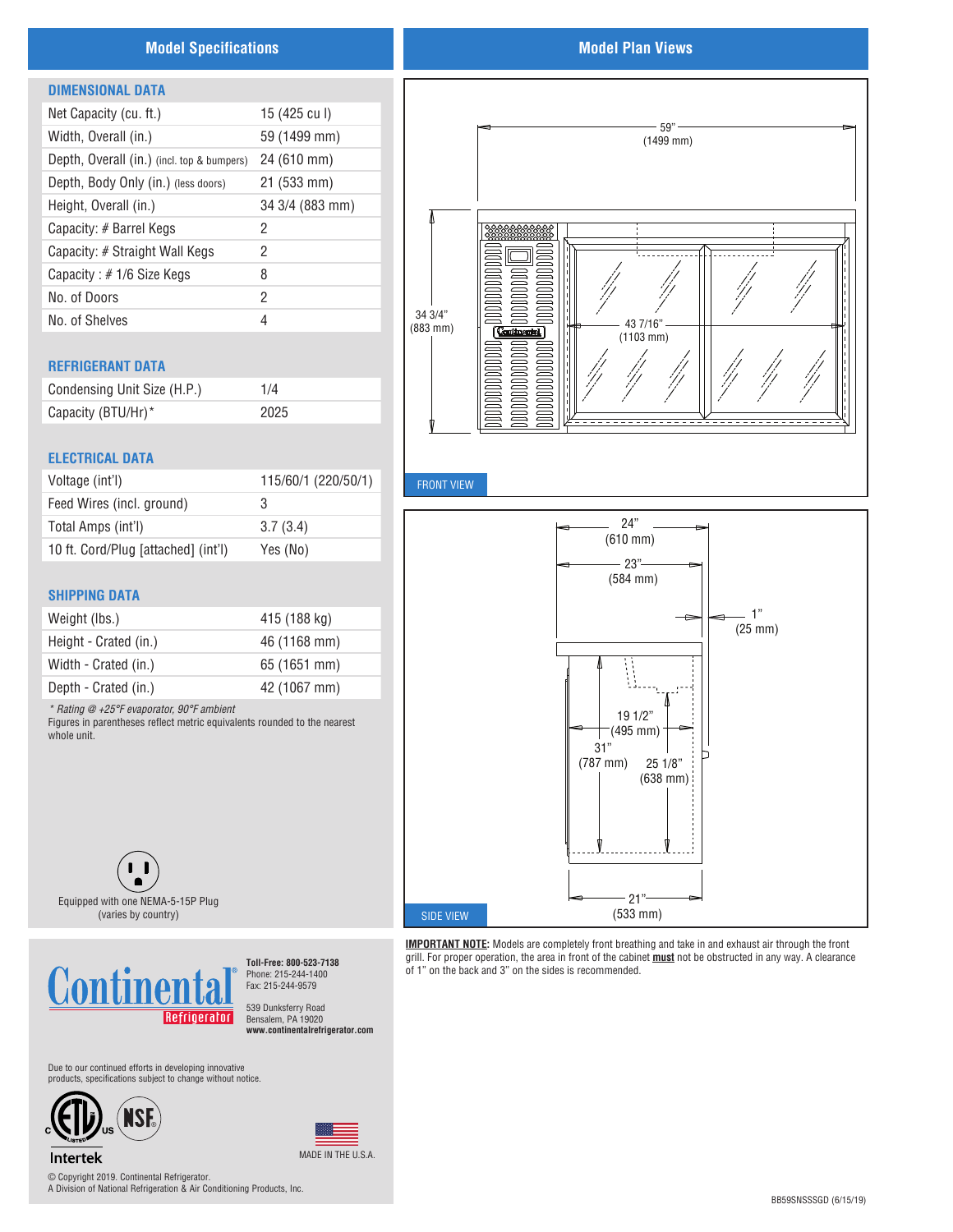## Model Specifications

### DIMENSIONAL DATA

| | |
|---|---|
| Net Capacity (cu. ft.) | 15 (425 cu l) |
| Width, Overall (in.) | 59 (1499 mm) |
| Depth, Overall (in.) (incl. top & bumpers) | 24 (610 mm) |
| Depth, Body Only (in.) (less doors) | 21 (533 mm) |
| Height, Overall (in.) | 34 3/4 (883 mm) |
| Capacity: # Barrel Kegs | 2 |
| Capacity: # Straight Wall Kegs | 2 |
| Capacity : # 1/6 Size Kegs | 8 |
| No. of Doors | 2 |
| No. of Shelves | 4 |

### REFRIGERANT DATA

| | |
|---|---|
| Condensing Unit Size (H.P.) | 1/4 |
| Capacity (BTU/Hr)* | 2025 |

### ELECTRICAL DATA

| | |
|---|---|
| Voltage (int'l) | 115/60/1 (220/50/1) |
| Feed Wires (incl. ground) | 3 |
| Total Amps (int'l) | 3.7 (3.4) |
| 10 ft. Cord/Plug [attached] (int'l) | Yes (No) |

### SHIPPING DATA

| | |
|---|---|
| Weight (lbs.) | 415 (188 kg) |
| Height - Crated (in.) | 46 (1168 mm) |
| Width - Crated (in.) | 65 (1651 mm) |
| Depth - Crated (in.) | 42 (1067 mm) |

*\* Rating @ +25°F evaporator, 90°F ambient*

Figures in parentheses reflect metric equivalents rounded to the nearest whole unit.

Equipped with one NEMA-5-15P Plug (varies by country)

## Model Plan Views

FRONT VIEW

59" (1499 mm)

34 3/4" (883 mm)

43 7/16" (1103 mm)

SIDE VIEW

24" (610 mm)

23" (584 mm)

1" (25 mm)

19 1/2" (495 mm)

31" (787 mm)

25 1/8" (638 mm)

21" (533 mm)

**IMPORTANT NOTE:** Models are completely front breathing and take in and exhaust air through the front grill. For proper operation, the area in front of the cabinet **must** not be obstructed in any way. A clearance of 1" on the back and 3" on the sides is recommended.

Continental Refrigerator

**Toll-Free: 800-523-7138**
Phone: 215-244-1400
Fax: 215-244-9579

539 Dunksferry Road
Bensalem, PA 19020
**www.continentalrefrigerator.com**

Due to our continued efforts in developing innovative products, specifications subject to change without notice.

Intertek

MADE IN THE U.S.A.

© Copyright 2019. Continental Refrigerator.
A Division of National Refrigeration & Air Conditioning Products, Inc.

BB59SNSSSGD (6/15/19)